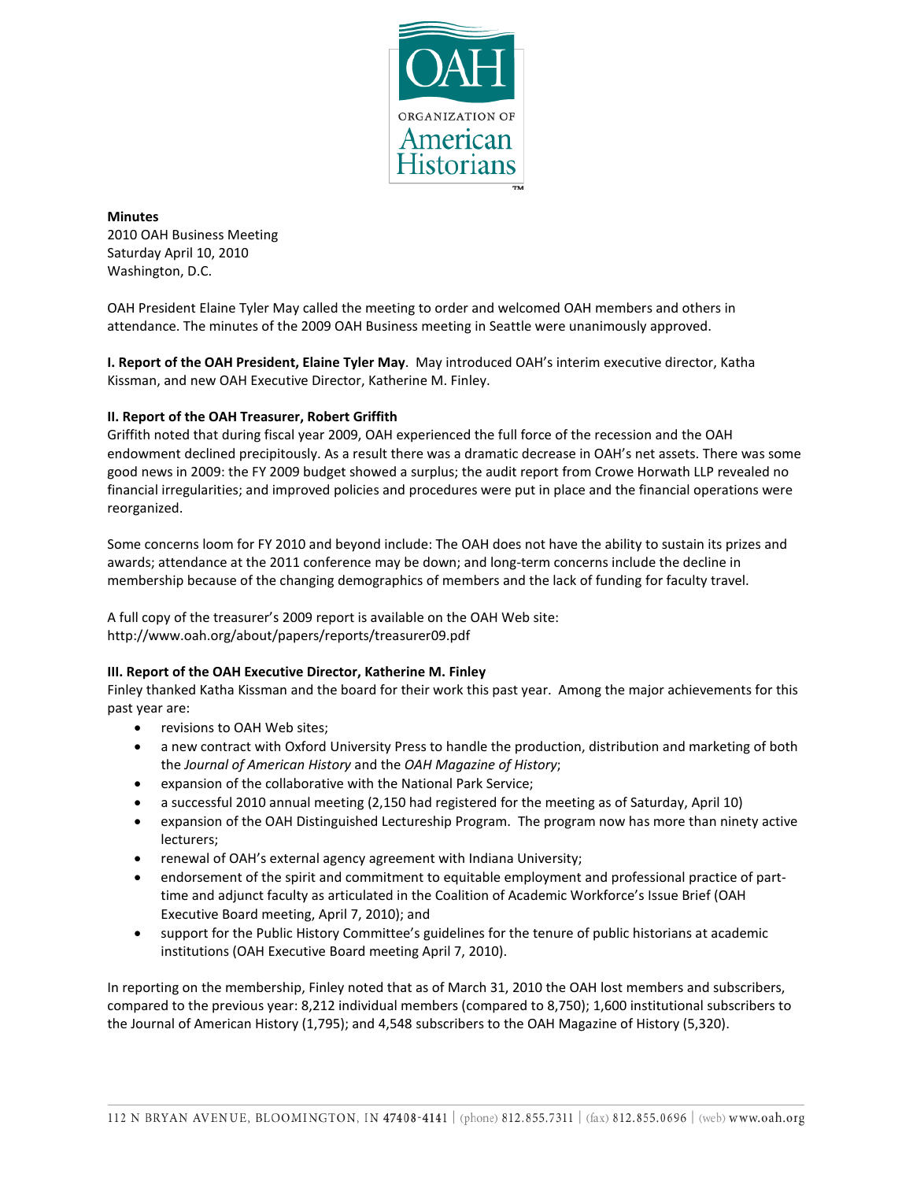**Minutes**
2010 OAH Business Meeting
Saturday April 10, 2010
Washington, D.C.

OAH President Elaine Tyler May called the meeting to order and welcomed OAH members and others in attendance. The minutes of the 2009 OAH Business meeting in Seattle were unanimously approved.

**I. Report of the OAH President, Elaine Tyler May**. May introduced OAH's interim executive director, Katha Kissman, and new OAH Executive Director, Katherine M. Finley.

**II. Report of the OAH Treasurer, Robert Griffith**

Griffith noted that during fiscal year 2009, OAH experienced the full force of the recession and the OAH endowment declined precipitously. As a result there was a dramatic decrease in OAH's net assets. There was some good news in 2009: the FY 2009 budget showed a surplus; the audit report from Crowe Horwath LLP revealed no financial irregularities; and improved policies and procedures were put in place and the financial operations were reorganized.

Some concerns loom for FY 2010 and beyond include: The OAH does not have the ability to sustain its prizes and awards; attendance at the 2011 conference may be down; and long-term concerns include the decline in membership because of the changing demographics of members and the lack of funding for faculty travel.

A full copy of the treasurer's 2009 report is available on the OAH Web site:
http://www.oah.org/about/papers/reports/treasurer09.pdf

**III. Report of the OAH Executive Director, Katherine M. Finley**

Finley thanked Katha Kissman and the board for their work this past year. Among the major achievements for this past year are:

- revisions to OAH Web sites;
- a new contract with Oxford University Press to handle the production, distribution and marketing of both the *Journal of American History* and the *OAH Magazine of History*;
- expansion of the collaborative with the National Park Service;
- a successful 2010 annual meeting (2,150 had registered for the meeting as of Saturday, April 10)
- expansion of the OAH Distinguished Lectureship Program. The program now has more than ninety active lecturers;
- renewal of OAH's external agency agreement with Indiana University;
- endorsement of the spirit and commitment to equitable employment and professional practice of part-time and adjunct faculty as articulated in the Coalition of Academic Workforce's Issue Brief (OAH Executive Board meeting, April 7, 2010); and
- support for the Public History Committee's guidelines for the tenure of public historians at academic institutions (OAH Executive Board meeting April 7, 2010).

In reporting on the membership, Finley noted that as of March 31, 2010 the OAH lost members and subscribers, compared to the previous year: 8,212 individual members (compared to 8,750); 1,600 institutional subscribers to the Journal of American History (1,795); and 4,548 subscribers to the OAH Magazine of History (5,320).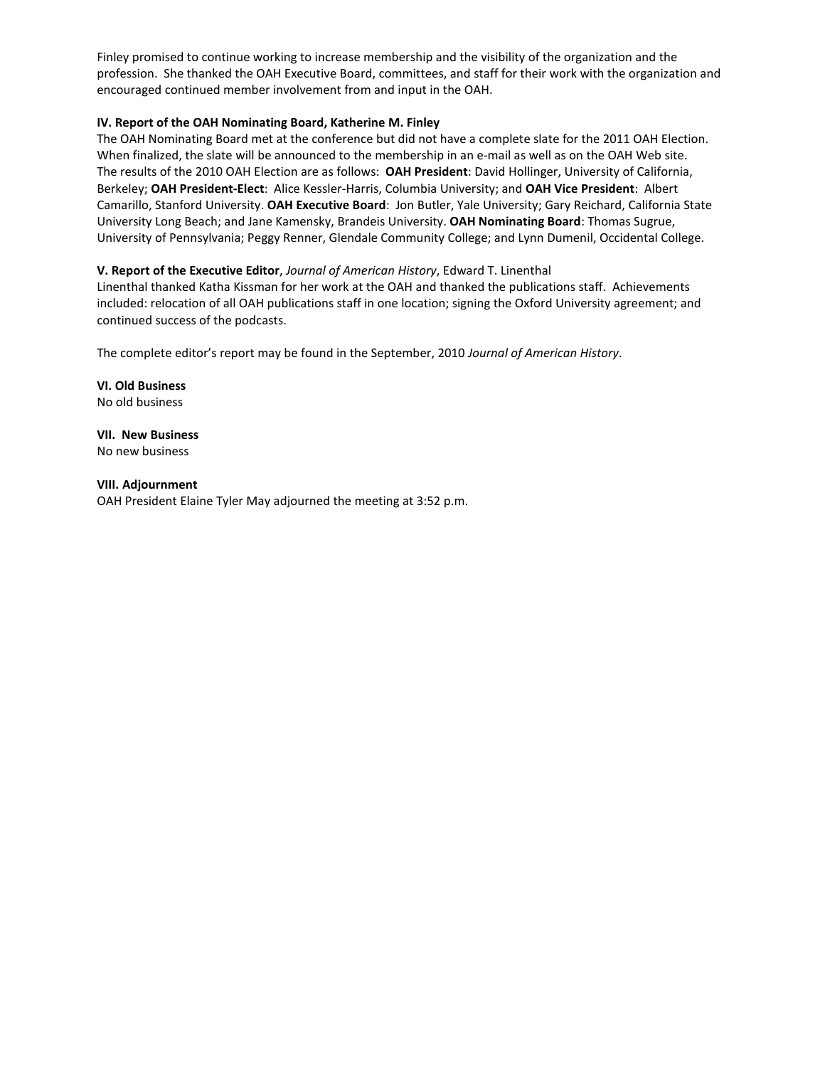Finley promised to continue working to increase membership and the visibility of the organization and the profession. She thanked the OAH Executive Board, committees, and staff for their work with the organization and encouraged continued member involvement from and input in the OAH.

**IV. Report of the OAH Nominating Board, Katherine M. Finley**

The OAH Nominating Board met at the conference but did not have a complete slate for the 2011 OAH Election. When finalized, the slate will be announced to the membership in an e-mail as well as on the OAH Web site. The results of the 2010 OAH Election are as follows: **OAH President**: David Hollinger, University of California, Berkeley; **OAH President-Elect**: Alice Kessler-Harris, Columbia University; and **OAH Vice President**: Albert Camarillo, Stanford University. **OAH Executive Board**: Jon Butler, Yale University; Gary Reichard, California State University Long Beach; and Jane Kamensky, Brandeis University. **OAH Nominating Board**: Thomas Sugrue, University of Pennsylvania; Peggy Renner, Glendale Community College; and Lynn Dumenil, Occidental College.

**V. Report of the Executive Editor**, *Journal of American History*, Edward T. Linenthal

Linenthal thanked Katha Kissman for her work at the OAH and thanked the publications staff. Achievements included: relocation of all OAH publications staff in one location; signing the Oxford University agreement; and continued success of the podcasts.

The complete editor's report may be found in the September, 2010 *Journal of American History*.

**VI. Old Business**

No old business

**VII. New Business**

No new business

**VIII. Adjournment**

OAH President Elaine Tyler May adjourned the meeting at 3:52 p.m.